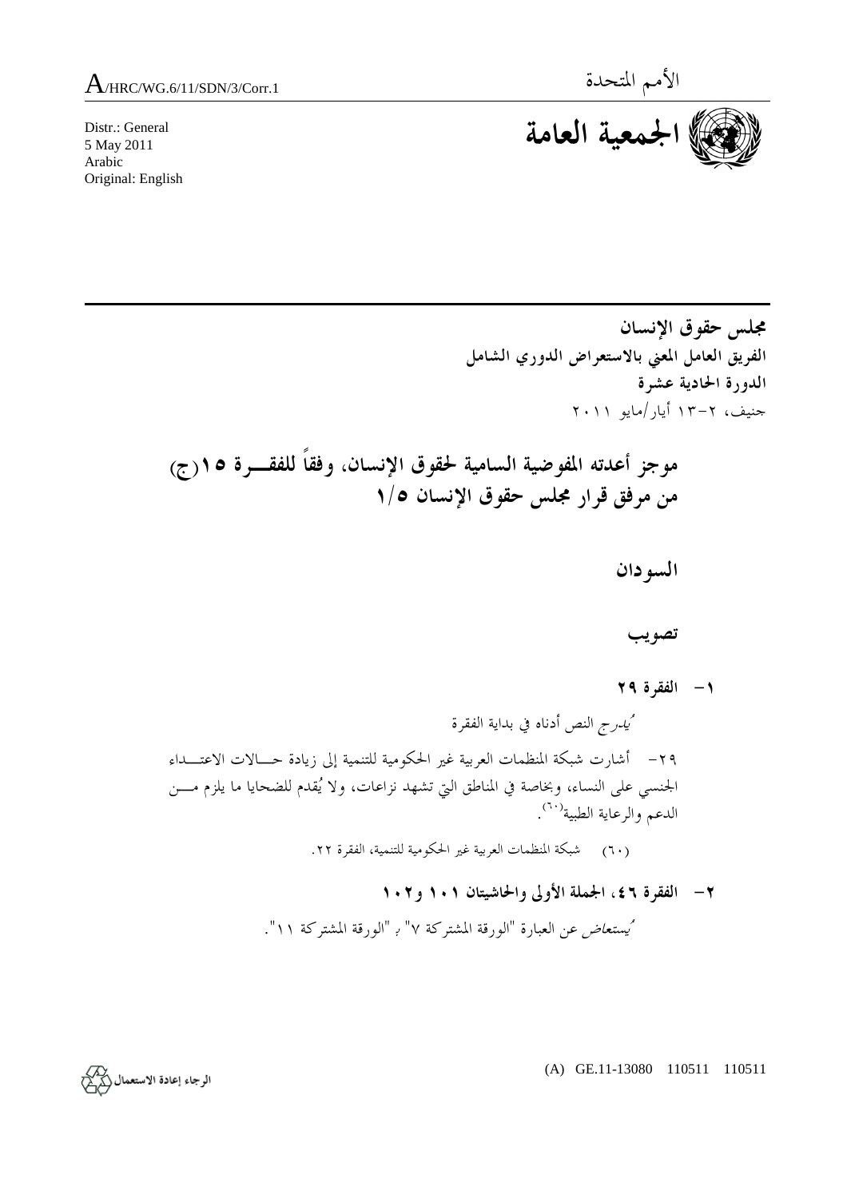A/HRC/WG.6/11/SDN/3/Corr.1

الأمم المتحدة

الجمعية العامة

Distr.: General
5 May 2011
Arabic
Original: English

**مجلس حقوق الإنسان**
**الفريق العامل المعني بالاستعراض الدوري الشامل**
**الدورة الحادية عشرة**
جنيف، ٢-١٣ أيار/مايو ٢٠١١

# موجز أعدته المفوضية السامية لحقوق الإنسان، وفقاً للفقرة ١٥(ج) من مرفق قرار مجلس حقوق الإنسان ١/٥

## السودان

## تصويب

### ١- الفقرة ٢٩

*يُدرج* النص أدناه في بداية الفقرة

٢٩- أشارت شبكة المنظمات العربية غير الحكومية للتنمية إلى زيادة حالات الاعتداء الجنسي على النساء، وبخاصة في المناطق التي تشهد نزاعات، ولا يُقدم للضحايا ما يلزم من الدعم والرعاية الطبية[٦٠].

(٦٠) شبكة المنظمات العربية غير الحكومية للتنمية، الفقرة ٢٢.

### ٢- الفقرة ٤٦، الجملة الأولى والحاشيتان ١٠١ و١٠٢

*يُستعاض* عن العبارة "الورقة المشتركة ٧" بـ "الورقة المشتركة ١١".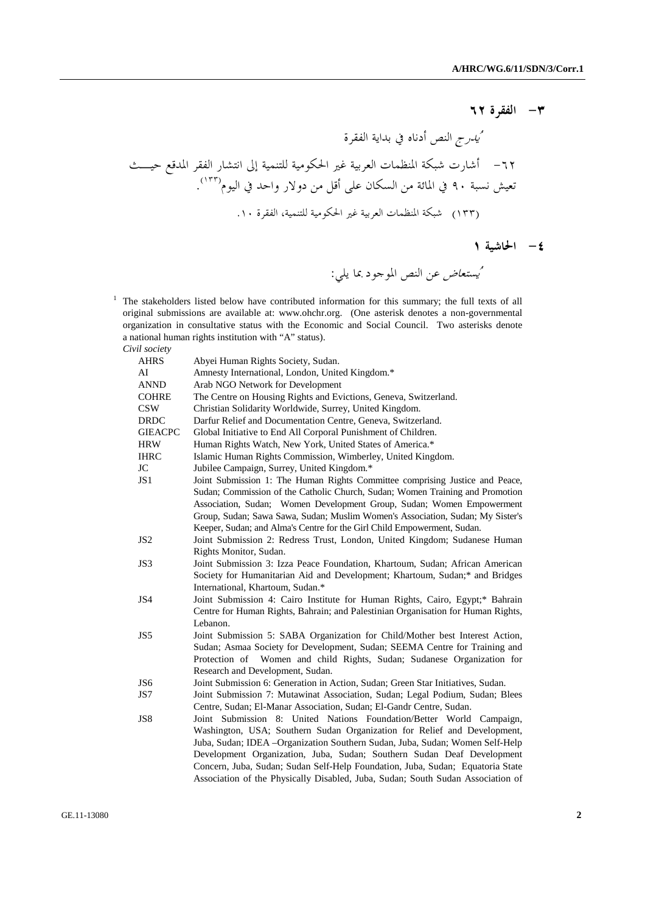**٣- الفقرة ٦٢**

*يُدرج* النص أدناه في بداية الفقرة

٦٢- أشارت شبكة المنظمات العربية غير الحكومية للتنمية إلى انتشار الفقر المدقع حيث تعيش نسبة ٩٠ في المائة من السكان على أقل من دولار واحد في اليوم[١٣٣].

(١٣٣) شبكة المنظمات العربية غير الحكومية للتنمية، الفقرة ١٠.

**٤- الحاشية ١**

*يُستعاض* عن النص الموجود بما يلي:

[1] The stakeholders listed below have contributed information for this summary; the full texts of all original submissions are available at: www.ohchr.org. (One asterisk denotes a non-governmental organization in consultative status with the Economic and Social Council. Two asterisks denote a national human rights institution with “A” status).

*Civil society*

| | |
|---|---|
| AHRS | Abyei Human Rights Society, Sudan. |
| AI | Amnesty International, London, United Kingdom.* |
| ANND | Arab NGO Network for Development |
| COHRE | The Centre on Housing Rights and Evictions, Geneva, Switzerland. |
| CSW | Christian Solidarity Worldwide, Surrey, United Kingdom. |
| DRDC | Darfur Relief and Documentation Centre, Geneva, Switzerland. |
| GIEACPC | Global Initiative to End All Corporal Punishment of Children. |
| HRW | Human Rights Watch, New York, United States of America.* |
| IHRC | Islamic Human Rights Commission, Wimberley, United Kingdom. |
| JC | Jubilee Campaign, Surrey, United Kingdom.* |
| JS1 | Joint Submission 1: The Human Rights Committee comprising Justice and Peace, Sudan; Commission of the Catholic Church, Sudan; Women Training and Promotion Association, Sudan; Women Development Group, Sudan; Women Empowerment Group, Sudan; Sawa Sawa, Sudan; Muslim Women's Association, Sudan; My Sister's Keeper, Sudan; and Alma's Centre for the Girl Child Empowerment, Sudan. |
| JS2 | Joint Submission 2: Redress Trust, London, United Kingdom; Sudanese Human Rights Monitor, Sudan. |
| JS3 | Joint Submission 3: Izza Peace Foundation, Khartoum, Sudan; African American Society for Humanitarian Aid and Development; Khartoum, Sudan;* and Bridges International, Khartoum, Sudan.* |
| JS4 | Joint Submission 4: Cairo Institute for Human Rights, Cairo, Egypt;* Bahrain Centre for Human Rights, Bahrain; and Palestinian Organisation for Human Rights, Lebanon. |
| JS5 | Joint Submission 5: SABA Organization for Child/Mother best Interest Action, Sudan; Asmaa Society for Development, Sudan; SEEMA Centre for Training and Protection of Women and child Rights, Sudan; Sudanese Organization for Research and Development, Sudan. |
| JS6 | Joint Submission 6: Generation in Action, Sudan; Green Star Initiatives, Sudan. |
| JS7 | Joint Submission 7: Mutawinat Association, Sudan; Legal Podium, Sudan; Blees Centre, Sudan; El-Manar Association, Sudan; El-Gandr Centre, Sudan. |
| JS8 | Joint Submission 8: United Nations Foundation/Better World Campaign, Washington, USA; Southern Sudan Organization for Relief and Development, Juba, Sudan; IDEA –Organization Southern Sudan, Juba, Sudan; Women Self-Help Development Organization, Juba, Sudan; Southern Sudan Deaf Development Concern, Juba, Sudan; Sudan Self-Help Foundation, Juba, Sudan; Equatoria State Association of the Physically Disabled, Juba, Sudan; South Sudan Association of |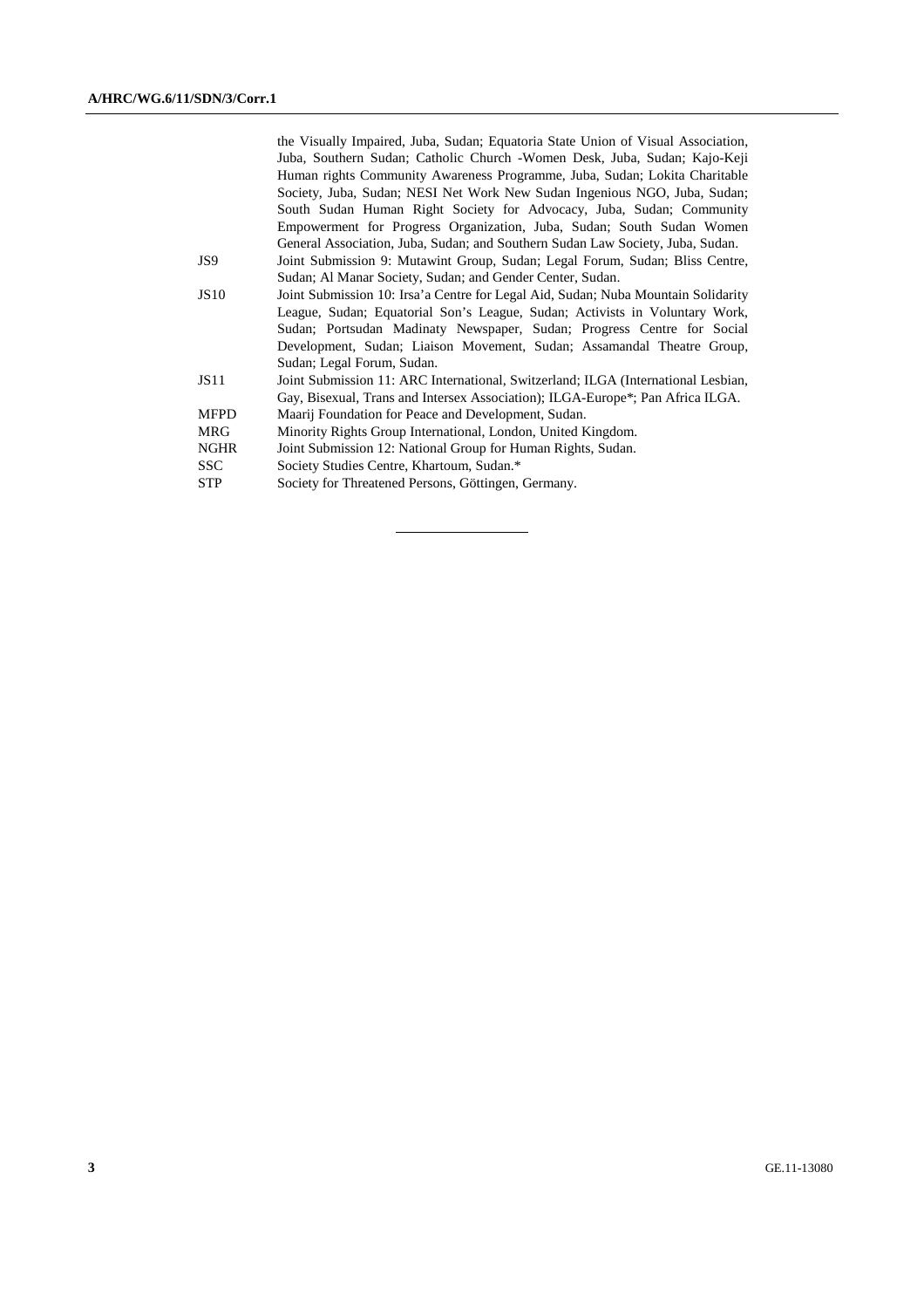the Visually Impaired, Juba, Sudan; Equatoria State Union of Visual Association, Juba, Southern Sudan; Catholic Church -Women Desk, Juba, Sudan; Kajo-Keji Human rights Community Awareness Programme, Juba, Sudan; Lokita Charitable Society, Juba, Sudan; NESI Net Work New Sudan Ingenious NGO, Juba, Sudan; South Sudan Human Right Society for Advocacy, Juba, Sudan; Community Empowerment for Progress Organization, Juba, Sudan; South Sudan Women General Association, Juba, Sudan; and Southern Sudan Law Society, Juba, Sudan.

| | |
|---|---|
| JS9 | Joint Submission 9: Mutawint Group, Sudan; Legal Forum, Sudan; Bliss Centre, Sudan; Al Manar Society, Sudan; and Gender Center, Sudan. |
| JS10 | Joint Submission 10: Irsa'a Centre for Legal Aid, Sudan; Nuba Mountain Solidarity League, Sudan; Equatorial Son's League, Sudan; Activists in Voluntary Work, Sudan; Portsudan Madinaty Newspaper, Sudan; Progress Centre for Social Development, Sudan; Liaison Movement, Sudan; Assamandal Theatre Group, Sudan; Legal Forum, Sudan. |
| JS11 | Joint Submission 11: ARC International, Switzerland; ILGA (International Lesbian, Gay, Bisexual, Trans and Intersex Association); ILGA-Europe*; Pan Africa ILGA. |
| MFPD | Maarij Foundation for Peace and Development, Sudan. |
| MRG | Minority Rights Group International, London, United Kingdom. |
| NGHR | Joint Submission 12: National Group for Human Rights, Sudan. |
| SSC | Society Studies Centre, Khartoum, Sudan.* |
| STP | Society for Threatened Persons, Göttingen, Germany. |